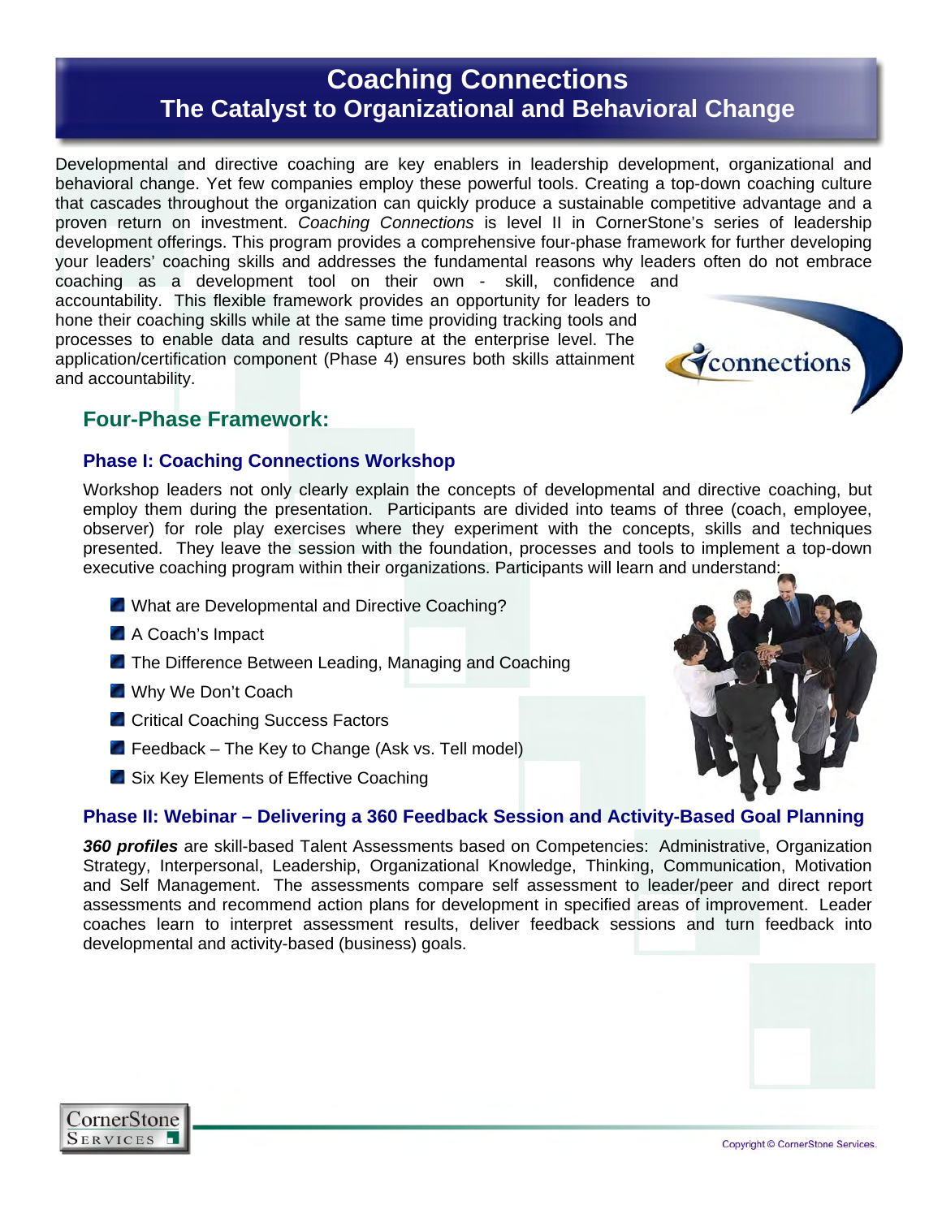# Coaching Connections
## The Catalyst to Organizational and Behavioral Change

Developmental and directive coaching are key enablers in leadership development, organizational and behavioral change. Yet few companies employ these powerful tools. Creating a top-down coaching culture that cascades throughout the organization can quickly produce a sustainable competitive advantage and a proven return on investment. *Coaching Connections* is level II in CornerStone's series of leadership development offerings. This program provides a comprehensive four-phase framework for further developing your leaders' coaching skills and addresses the fundamental reasons why leaders often do not embrace coaching as a development tool on their own - skill, confidence and accountability. This flexible framework provides an opportunity for leaders to hone their coaching skills while at the same time providing tracking tools and processes to enable data and results capture at the enterprise level. The application/certification component (Phase 4) ensures both skills attainment and accountability.

## Four-Phase Framework:

### Phase I: Coaching Connections Workshop

Workshop leaders not only clearly explain the concepts of developmental and directive coaching, but employ them during the presentation. Participants are divided into teams of three (coach, employee, observer) for role play exercises where they experiment with the concepts, skills and techniques presented. They leave the session with the foundation, processes and tools to implement a top-down executive coaching program within their organizations. Participants will learn and understand:

- What are Developmental and Directive Coaching?
- A Coach's Impact
- The Difference Between Leading, Managing and Coaching
- Why We Don't Coach
- Critical Coaching Success Factors
- Feedback – The Key to Change (Ask vs. Tell model)
- Six Key Elements of Effective Coaching

### Phase II: Webinar – Delivering a 360 Feedback Session and Activity-Based Goal Planning

***360 profiles*** are skill-based Talent Assessments based on Competencies: Administrative, Organization Strategy, Interpersonal, Leadership, Organizational Knowledge, Thinking, Communication, Motivation and Self Management. The assessments compare self assessment to leader/peer and direct report assessments and recommend action plans for development in specified areas of improvement. Leader coaches learn to interpret assessment results, deliver feedback sessions and turn feedback into developmental and activity-based (business) goals.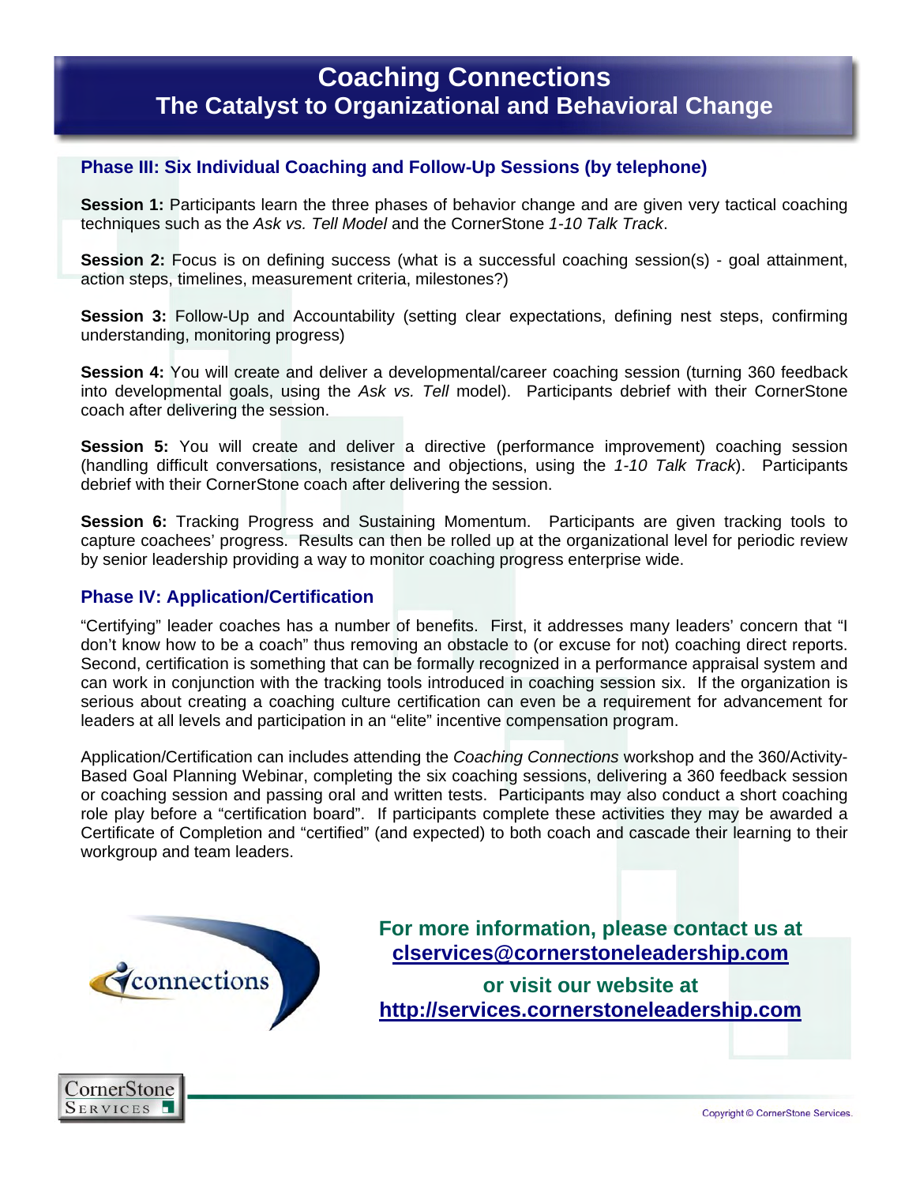# Coaching Connections
## The Catalyst to Organizational and Behavioral Change

### Phase III: Six Individual Coaching and Follow-Up Sessions (by telephone)

**Session 1:** Participants learn the three phases of behavior change and are given very tactical coaching techniques such as the *Ask vs. Tell Model* and the CornerStone *1-10 Talk Track*.

**Session 2:** Focus is on defining success (what is a successful coaching session(s) - goal attainment, action steps, timelines, measurement criteria, milestones?)

**Session 3:** Follow-Up and Accountability (setting clear expectations, defining nest steps, confirming understanding, monitoring progress)

**Session 4:** You will create and deliver a developmental/career coaching session (turning 360 feedback into developmental goals, using the *Ask vs. Tell* model). Participants debrief with their CornerStone coach after delivering the session.

**Session 5:** You will create and deliver a directive (performance improvement) coaching session (handling difficult conversations, resistance and objections, using the *1-10 Talk Track*). Participants debrief with their CornerStone coach after delivering the session.

**Session 6:** Tracking Progress and Sustaining Momentum. Participants are given tracking tools to capture coachees' progress. Results can then be rolled up at the organizational level for periodic review by senior leadership providing a way to monitor coaching progress enterprise wide.

### Phase IV: Application/Certification

"Certifying" leader coaches has a number of benefits. First, it addresses many leaders' concern that "I don't know how to be a coach" thus removing an obstacle to (or excuse for not) coaching direct reports. Second, certification is something that can be formally recognized in a performance appraisal system and can work in conjunction with the tracking tools introduced in coaching session six. If the organization is serious about creating a coaching culture certification can even be a requirement for advancement for leaders at all levels and participation in an "elite" incentive compensation program.

Application/Certification can includes attending the *Coaching Connections* workshop and the 360/Activity-Based Goal Planning Webinar, completing the six coaching sessions, delivering a 360 feedback session or coaching session and passing oral and written tests. Participants may also conduct a short coaching role play before a "certification board". If participants complete these activities they may be awarded a Certificate of Completion and "certified" (and expected) to both coach and cascade their learning to their workgroup and team leaders.

connections

**For more information, please contact us at [clservices@cornerstoneleadership.com](mailto:clservices@cornerstoneleadership.com)**

**or visit our website at [http://services.cornerstoneleadership.com](http://services.cornerstoneleadership.com)**

CornerStone Services

Copyright © CornerStone Services.